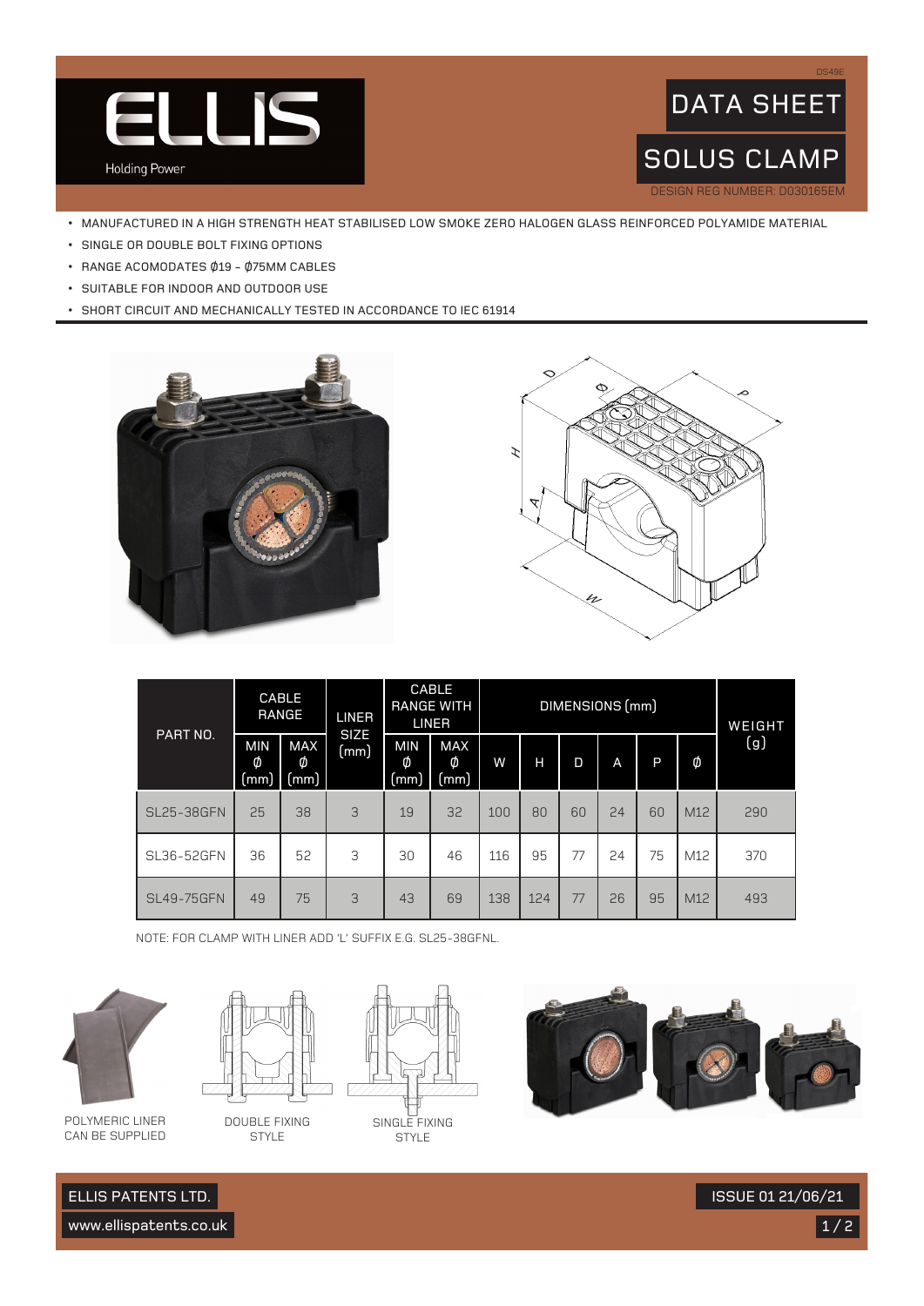# ELLIS

Holding Power

DS49E

# DATA SHEET

# SOLUS CLAMP

DESIGN REG NUMBER: D030165EM

- MANUFACTURED IN A HIGH STRENGTH HEAT STABILISED LOW SMOKE ZERO HALOGEN GLASS REINFORCED POLYAMIDE MATERIAL
- SINGLE OR DOUBLE BOLT FIXING OPTIONS
- RANGE ACOMODATES Ø19 – Ø75MM CABLES
- SUITABLE FOR INDOOR AND OUTDOOR USE
- SHORT CIRCUIT AND MECHANICALLY TESTED IN ACCORDANCE TO IEC 61914

| PART NO. | CABLE RANGE | | LINER SIZE (mm) | CABLE RANGE WITH LINER | | DIMENSIONS (mm) | | | | | | WEIGHT (g) |
|---|---|---|---|---|---|---|---|---|---|---|---|---|
| | MIN Ø (mm) | MAX Ø (mm) | | MIN Ø (mm) | MAX Ø (mm) | W | H | D | A | P | Ø | |
| SL25-38GFN | 25 | 38 | 3 | 19 | 32 | 100 | 80 | 60 | 24 | 60 | M12 | 290 |
| SL36-52GFN | 36 | 52 | 3 | 30 | 46 | 116 | 95 | 77 | 24 | 75 | M12 | 370 |
| SL49-75GFN | 49 | 75 | 3 | 43 | 69 | 138 | 124 | 77 | 26 | 95 | M12 | 493 |

NOTE: FOR CLAMP WITH LINER ADD 'L' SUFFIX E.G. SL25-38GFNL.

POLYMERIC LINER CAN BE SUPPLIED

DOUBLE FIXING STYLE

SINGLE FIXING STYLE

ELLIS PATENTS LTD.

www.ellispatents.co.uk

ISSUE 01 21/06/21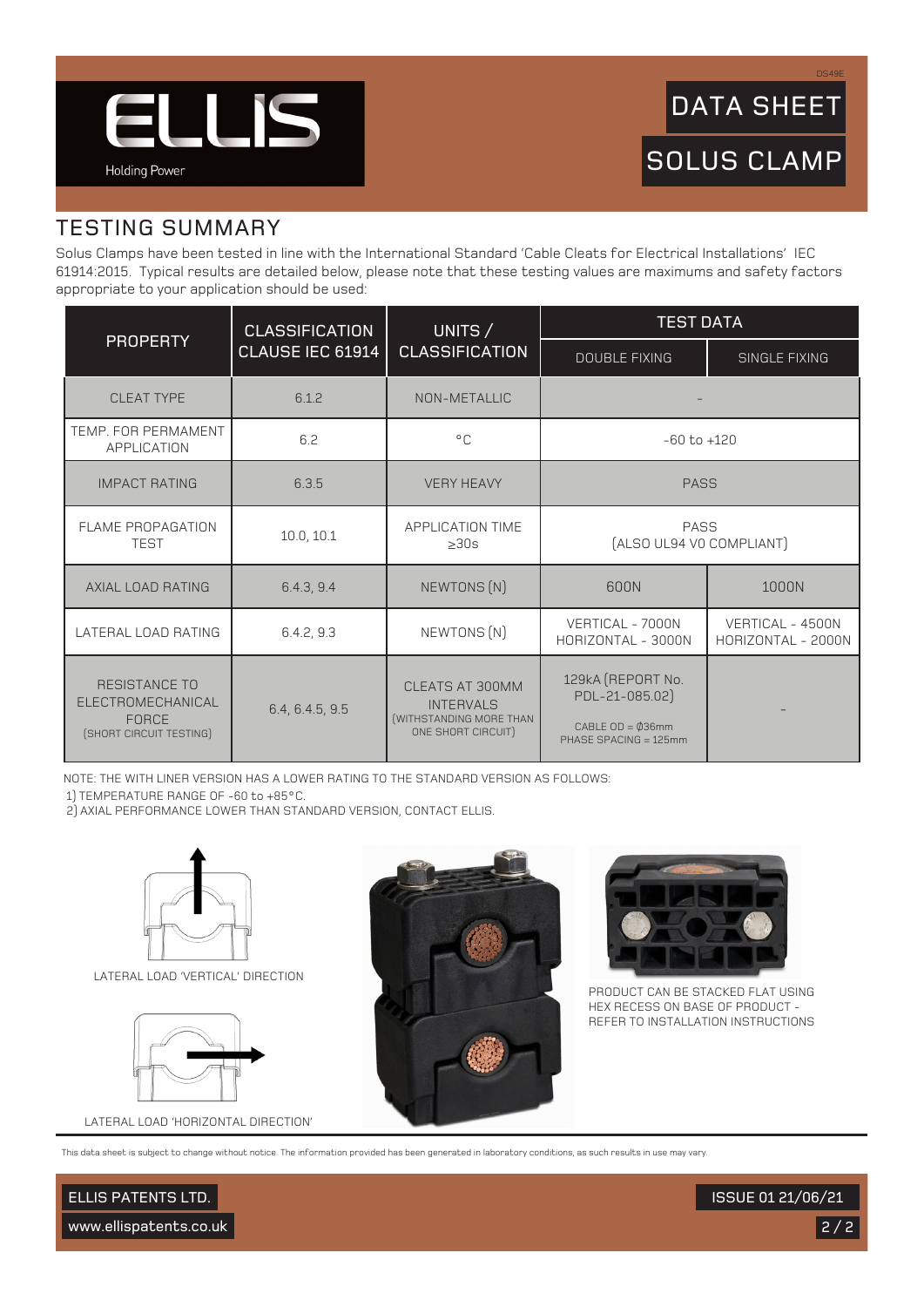DS49E

# DATA SHEET

# SOLUS CLAMP

## TESTING SUMMARY

Solus Clamps have been tested in line with the International Standard 'Cable Cleats for Electrical Installations' IEC 61914:2015. Typical results are detailed below, please note that these testing values are maximums and safety factors appropriate to your application should be used:

| PROPERTY | CLASSIFICATION CLAUSE IEC 61914 | UNITS / CLASSIFICATION | TEST DATA | |
|---|---|---|---|---|
| | | | DOUBLE FIXING | SINGLE FIXING |
| CLEAT TYPE | 6.1.2 | NON-METALLIC | - | |
| TEMP. FOR PERMAMENT APPLICATION | 6.2 | °C | -60 to +120 | |
| IMPACT RATING | 6.3.5 | VERY HEAVY | PASS | |
| FLAME PROPAGATION TEST | 10.0, 10.1 | APPLICATION TIME ≥30s | PASS (ALSO UL94 V0 COMPLIANT) | |
| AXIAL LOAD RATING | 6.4.3, 9.4 | NEWTONS (N) | 600N | 1000N |
| LATERAL LOAD RATING | 6.4.2, 9.3 | NEWTONS (N) | VERTICAL - 7000N HORIZONTAL - 3000N | VERTICAL - 4500N HORIZONTAL - 2000N |
| RESISTANCE TO ELECTROMECHANICAL FORCE (SHORT CIRCUIT TESTING) | 6.4, 6.4.5, 9.5 | CLEATS AT 300MM INTERVALS (WITHSTANDING MORE THAN ONE SHORT CIRCUIT) | 129kA (REPORT No. PDL-21-085.02) CABLE OD = Ø36mm PHASE SPACING = 125mm | - |

NOTE: THE WITH LINER VERSION HAS A LOWER RATING TO THE STANDARD VERSION AS FOLLOWS:
1) TEMPERATURE RANGE OF -60 to +85°C.
2) AXIAL PERFORMANCE LOWER THAN STANDARD VERSION, CONTACT ELLIS.

LATERAL LOAD 'VERTICAL' DIRECTION

LATERAL LOAD 'HORIZONTAL DIRECTION'

PRODUCT CAN BE STACKED FLAT USING HEX RECESS ON BASE OF PRODUCT - REFER TO INSTALLATION INSTRUCTIONS

This data sheet is subject to change without notice. The information provided has been generated in laboratory conditions, as such results in use may vary.

ELLIS PATENTS LTD.
www.ellispatents.co.uk

ISSUE 01 21/06/21